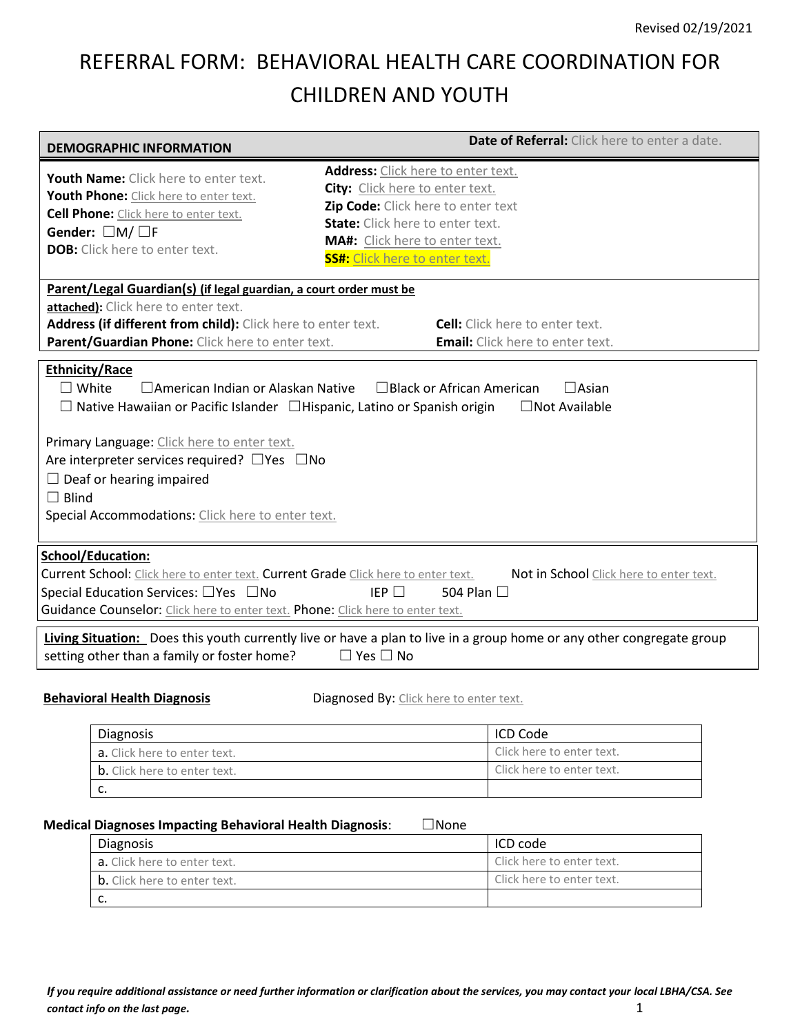# REFERRAL FORM: BEHAVIORAL HEALTH CARE COORDINATION FOR CHILDREN AND YOUTH

**DEMOGRAPHIC INFORMATION** **Date of Referral:** Click here to enter a date.

**Youth Name:** Click here to enter text.
**Youth Phone:** Click here to enter text.
**Cell Phone:** Click here to enter text.
**Gender:** ☐M/ ☐F
**DOB:** Click here to enter text.

**Address:** Click here to enter text.
**City:** Click here to enter text.
**Zip Code:** Click here to enter text
**State:** Click here to enter text.
**MA#:** Click here to enter text.
**SS#:** Click here to enter text.

**Parent/Legal Guardian(s) (if legal guardian, a court order must be attached):** Click here to enter text.
**Address (if different from child):** Click here to enter text. **Cell:** Click here to enter text.
**Parent/Guardian Phone:** Click here to enter text. **Email:** Click here to enter text.

**Ethnicity/Race**
☐ White ☐American Indian or Alaskan Native ☐Black or African American ☐Asian
☐ Native Hawaiian or Pacific Islander ☐Hispanic, Latino or Spanish origin ☐Not Available

Primary Language: Click here to enter text.
Are interpreter services required? ☐Yes ☐No
☐ Deaf or hearing impaired
☐ Blind
Special Accommodations: Click here to enter text.

**School/Education:**
Current School: Click here to enter text. Current Grade Click here to enter text. Not in School Click here to enter text.
Special Education Services: ☐Yes ☐No IEP ☐ 504 Plan ☐
Guidance Counselor: Click here to enter text. Phone: Click here to enter text.

**Living Situation:** Does this youth currently live or have a plan to live in a group home or any other congregate group setting other than a family or foster home? ☐ Yes ☐ No

**Behavioral Health Diagnosis** Diagnosed By: Click here to enter text.

| Diagnosis | ICD Code |
|---|---|
| a. Click here to enter text. | Click here to enter text. |
| b. Click here to enter text. | Click here to enter text. |
| c. | |

**Medical Diagnoses Impacting Behavioral Health Diagnosis**: ☐None

| Diagnosis | ICD code |
|---|---|
| a. Click here to enter text. | Click here to enter text. |
| b. Click here to enter text. | Click here to enter text. |
| c. | |

*If you require additional assistance or need further information or clarification about the services, you may contact your local LBHA/CSA. See contact info on the last page.*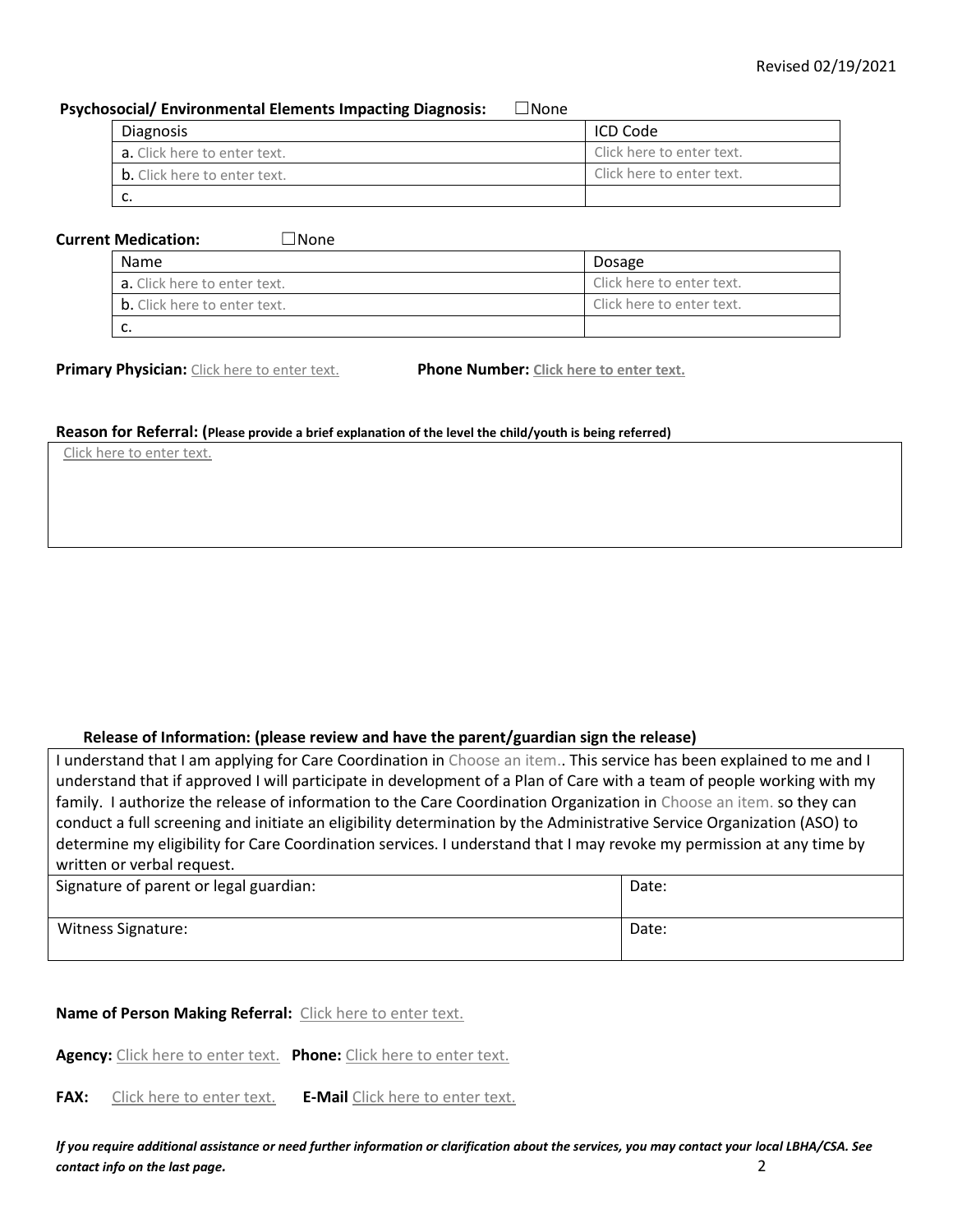**Psychosocial/ Environmental Elements Impacting Diagnosis:** ☐None

| Diagnosis | ICD Code |
| --- | --- |
| a. Click here to enter text. | Click here to enter text. |
| b. Click here to enter text. | Click here to enter text. |
| c. | |

**Current Medication:** ☐None

| Name | Dosage |
| --- | --- |
| a. Click here to enter text. | Click here to enter text. |
| b. Click here to enter text. | Click here to enter text. |
| c. | |

**Primary Physician:** Click here to enter text. **Phone Number:** **Click here to enter text.**

**Reason for Referral: (Please provide a brief explanation of the level the child/youth is being referred)**

| Click here to enter text. |
| --- |

**Release of Information: (please review and have the parent/guardian sign the release)**

| I understand that I am applying for Care Coordination in Choose an item.. This service has been explained to me and I understand that if approved I will participate in development of a Plan of Care with a team of people working with my family. I authorize the release of information to the Care Coordination Organization in Choose an item. so they can conduct a full screening and initiate an eligibility determination by the Administrative Service Organization (ASO) to determine my eligibility for Care Coordination services. I understand that I may revoke my permission at any time by written or verbal request. | |
| --- | --- |
| Signature of parent or legal guardian: | Date: |
| Witness Signature: | Date: |

**Name of Person Making Referral:** Click here to enter text.

**Agency:** Click here to enter text. **Phone:** Click here to enter text.

**FAX:** Click here to enter text. **E-Mail** Click here to enter text.

***If you require additional assistance or need further information or clarification about the services, you may contact your local LBHA/CSA. See contact info on the last page.***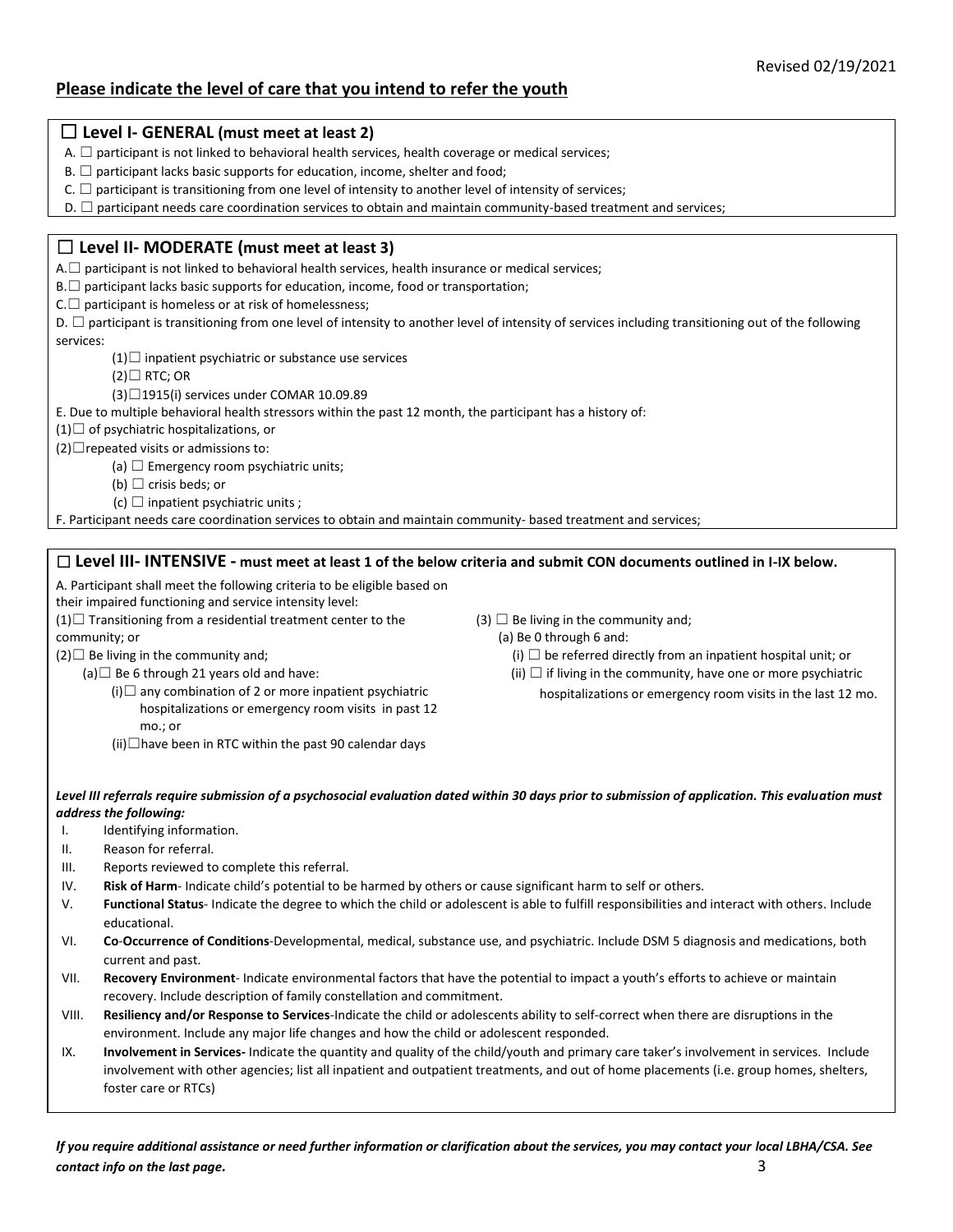## Please indicate the level of care that you intend to refer the youth

### ☐ Level I- GENERAL (must meet at least 2)

A. ☐ participant is not linked to behavioral health services, health coverage or medical services;

B. ☐ participant lacks basic supports for education, income, shelter and food;

C. ☐ participant is transitioning from one level of intensity to another level of intensity of services;

D. ☐ participant needs care coordination services to obtain and maintain community-based treatment and services;

### ☐ Level II- MODERATE (must meet at least 3)

A.☐ participant is not linked to behavioral health services, health insurance or medical services;

B.☐ participant lacks basic supports for education, income, food or transportation;

C.☐ participant is homeless or at risk of homelessness;

D. ☐ participant is transitioning from one level of intensity to another level of intensity of services including transitioning out of the following services:

- (1)☐ inpatient psychiatric or substance use services
- (2)☐ RTC; OR
- (3)☐1915(i) services under COMAR 10.09.89

E. Due to multiple behavioral health stressors within the past 12 month, the participant has a history of:

(1)☐ of psychiatric hospitalizations, or

(2)☐repeated visits or admissions to:

- (a) ☐ Emergency room psychiatric units;
- (b) ☐ crisis beds; or
- (c) ☐ inpatient psychiatric units ;

F. Participant needs care coordination services to obtain and maintain community- based treatment and services;

### ☐ Level III- INTENSIVE - must meet at least 1 of the below criteria and submit CON documents outlined in I-IX below.

A. Participant shall meet the following criteria to be eligible based on their impaired functioning and service intensity level:

(1)☐ Transitioning from a residential treatment center to the community; or

(2)☐ Be living in the community and;

- (a)☐ Be 6 through 21 years old and have:
  - (i)☐ any combination of 2 or more inpatient psychiatric hospitalizations or emergency room visits in past 12 mo.; or
  - (ii)☐have been in RTC within the past 90 calendar days

(3) ☐ Be living in the community and;

- (a) Be 0 through 6 and:
  - (i) ☐ be referred directly from an inpatient hospital unit; or
  - (ii) ☐ if living in the community, have one or more psychiatric hospitalizations or emergency room visits in the last 12 mo.

***Level III referrals require submission of a psychosocial evaluation dated within 30 days prior to submission of application. This evaluation must address the following:***

- I. Identifying information.
- II. Reason for referral.
- III. Reports reviewed to complete this referral.
- IV. **Risk of Harm**- Indicate child's potential to be harmed by others or cause significant harm to self or others.
- V. **Functional Status**- Indicate the degree to which the child or adolescent is able to fulfill responsibilities and interact with others. Include educational.
- VI. **Co-Occurrence of Conditions**-Developmental, medical, substance use, and psychiatric. Include DSM 5 diagnosis and medications, both current and past.
- VII. **Recovery Environment**- Indicate environmental factors that have the potential to impact a youth's efforts to achieve or maintain recovery. Include description of family constellation and commitment.
- VIII. **Resiliency and/or Response to Services**-Indicate the child or adolescents ability to self-correct when there are disruptions in the environment. Include any major life changes and how the child or adolescent responded.
- IX. **Involvement in Services-** Indicate the quantity and quality of the child/youth and primary care taker's involvement in services. Include involvement with other agencies; list all inpatient and outpatient treatments, and out of home placements (i.e. group homes, shelters, foster care or RTCs)

***If you require additional assistance or need further information or clarification about the services, you may contact your local LBHA/CSA. See contact info on the last page.***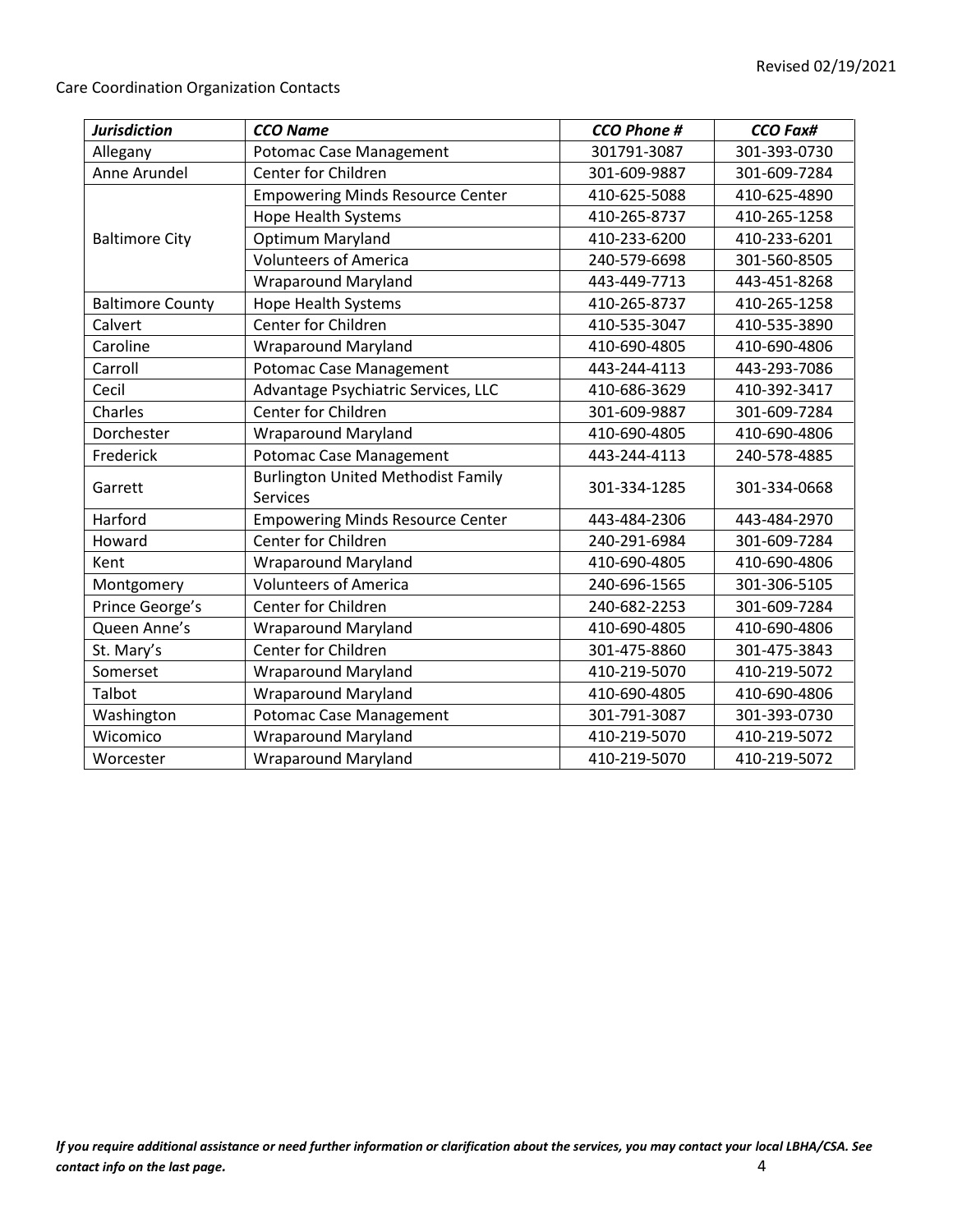Revised 02/19/2021

Care Coordination Organization Contacts

| ***Jurisdiction*** | ***CCO Name*** | ***CCO Phone #*** | ***CCO Fax#*** |
|---|---|---|---|
| Allegany | Potomac Case Management | 301791-3087 | 301-393-0730 |
| Anne Arundel | Center for Children | 301-609-9887 | 301-609-7284 |
| Baltimore City | Empowering Minds Resource Center | 410-625-5088 | 410-625-4890 |
| | Hope Health Systems | 410-265-8737 | 410-265-1258 |
| | Optimum Maryland | 410-233-6200 | 410-233-6201 |
| | Volunteers of America | 240-579-6698 | 301-560-8505 |
| | Wraparound Maryland | 443-449-7713 | 443-451-8268 |
| Baltimore County | Hope Health Systems | 410-265-8737 | 410-265-1258 |
| Calvert | Center for Children | 410-535-3047 | 410-535-3890 |
| Caroline | Wraparound Maryland | 410-690-4805 | 410-690-4806 |
| Carroll | Potomac Case Management | 443-244-4113 | 443-293-7086 |
| Cecil | Advantage Psychiatric Services, LLC | 410-686-3629 | 410-392-3417 |
| Charles | Center for Children | 301-609-9887 | 301-609-7284 |
| Dorchester | Wraparound Maryland | 410-690-4805 | 410-690-4806 |
| Frederick | Potomac Case Management | 443-244-4113 | 240-578-4885 |
| Garrett | Burlington United Methodist Family Services | 301-334-1285 | 301-334-0668 |
| Harford | Empowering Minds Resource Center | 443-484-2306 | 443-484-2970 |
| Howard | Center for Children | 240-291-6984 | 301-609-7284 |
| Kent | Wraparound Maryland | 410-690-4805 | 410-690-4806 |
| Montgomery | Volunteers of America | 240-696-1565 | 301-306-5105 |
| Prince George's | Center for Children | 240-682-2253 | 301-609-7284 |
| Queen Anne's | Wraparound Maryland | 410-690-4805 | 410-690-4806 |
| St. Mary's | Center for Children | 301-475-8860 | 301-475-3843 |
| Somerset | Wraparound Maryland | 410-219-5070 | 410-219-5072 |
| Talbot | Wraparound Maryland | 410-690-4805 | 410-690-4806 |
| Washington | Potomac Case Management | 301-791-3087 | 301-393-0730 |
| Wicomico | Wraparound Maryland | 410-219-5070 | 410-219-5072 |
| Worcester | Wraparound Maryland | 410-219-5070 | 410-219-5072 |

***If you require additional assistance or need further information or clarification about the services, you may contact your local LBHA/CSA. See contact info on the last page.***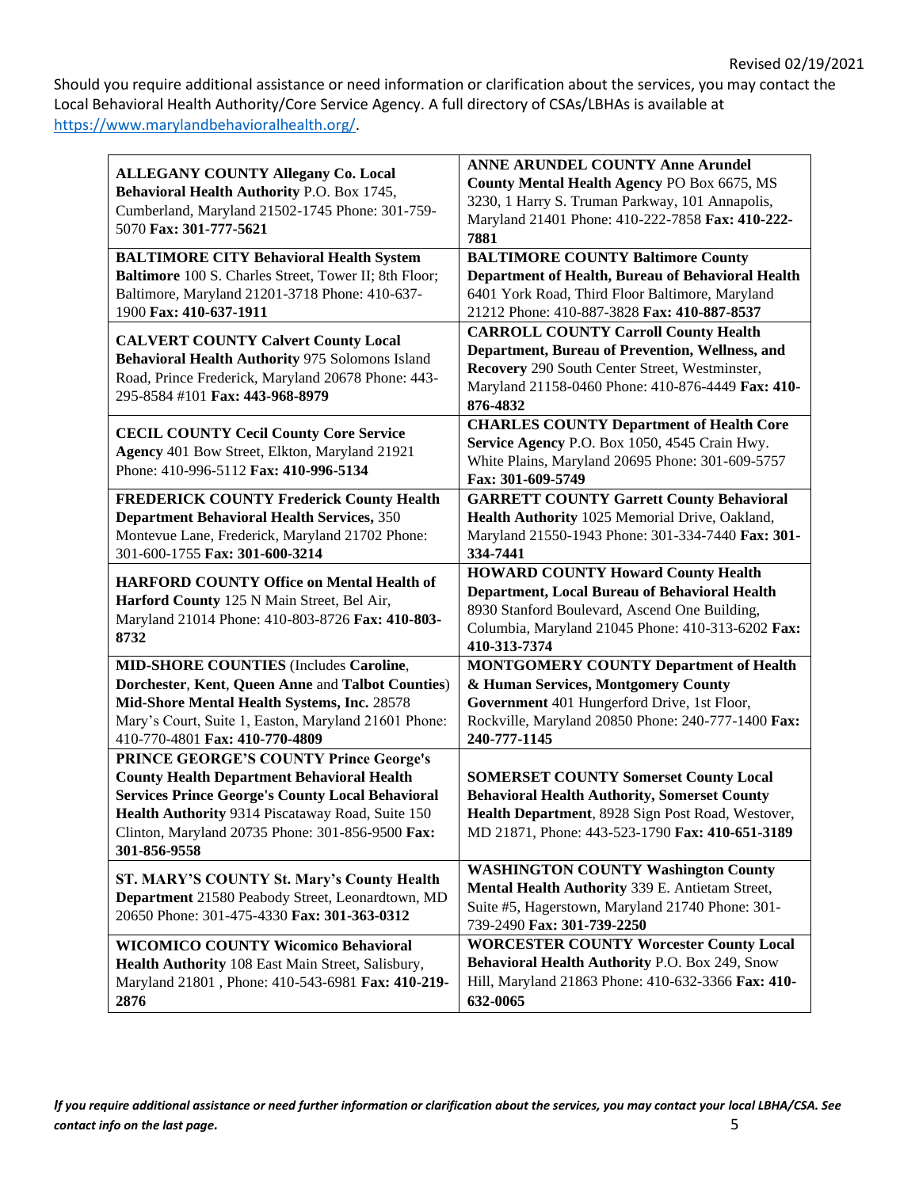Should you require additional assistance or need information or clarification about the services, you may contact the Local Behavioral Health Authority/Core Service Agency. A full directory of CSAs/LBHAs is available at [https://www.marylandbehavioralhealth.org/](https://www.marylandbehavioralhealth.org/).

| | |
|---|---|
| **ALLEGANY COUNTY Allegany Co. Local Behavioral Health Authority** P.O. Box 1745, Cumberland, Maryland 21502-1745 Phone: 301-759-5070 **Fax: 301-777-5621** | **ANNE ARUNDEL COUNTY Anne Arundel County Mental Health Agency** PO Box 6675, MS 3230, 1 Harry S. Truman Parkway, 101 Annapolis, Maryland 21401 Phone: 410-222-7858 **Fax: 410-222-7881** |
| **BALTIMORE CITY Behavioral Health System Baltimore** 100 S. Charles Street, Tower II; 8th Floor; Baltimore, Maryland 21201-3718 Phone: 410-637-1900 **Fax: 410-637-1911** | **BALTIMORE COUNTY Baltimore County Department of Health, Bureau of Behavioral Health** 6401 York Road, Third Floor Baltimore, Maryland 21212 Phone: 410-887-3828 **Fax: 410-887-8537** |
| **CALVERT COUNTY Calvert County Local Behavioral Health Authority** 975 Solomons Island Road, Prince Frederick, Maryland 20678 Phone: 443-295-8584 #101 **Fax: 443-968-8979** | **CARROLL COUNTY Carroll County Health Department, Bureau of Prevention, Wellness, and Recovery** 290 South Center Street, Westminster, Maryland 21158-0460 Phone: 410-876-4449 **Fax: 410-876-4832** |
| **CECIL COUNTY Cecil County Core Service Agency** 401 Bow Street, Elkton, Maryland 21921 Phone: 410-996-5112 **Fax: 410-996-5134** | **CHARLES COUNTY Department of Health Core Service Agency** P.O. Box 1050, 4545 Crain Hwy. White Plains, Maryland 20695 Phone: 301-609-5757 **Fax: 301-609-5749** |
| **FREDERICK COUNTY Frederick County Health Department Behavioral Health Services,** 350 Montevue Lane, Frederick, Maryland 21702 Phone: 301-600-1755 **Fax: 301-600-3214** | **GARRETT COUNTY Garrett County Behavioral Health Authority** 1025 Memorial Drive, Oakland, Maryland 21550-1943 Phone: 301-334-7440 **Fax: 301-334-7441** |
| **HARFORD COUNTY Office on Mental Health of Harford County** 125 N Main Street, Bel Air, Maryland 21014 Phone: 410-803-8726 **Fax: 410-803-8732** | **HOWARD COUNTY Howard County Health Department, Local Bureau of Behavioral Health** 8930 Stanford Boulevard, Ascend One Building, Columbia, Maryland 21045 Phone: 410-313-6202 **Fax: 410-313-7374** |
| **MID-SHORE COUNTIES** (Includes **Caroline**, **Dorchester**, **Kent**, **Queen Anne** and **Talbot Counties**) **Mid-Shore Mental Health Systems, Inc.** 28578 Mary's Court, Suite 1, Easton, Maryland 21601 Phone: 410-770-4801 **Fax: 410-770-4809** | **MONTGOMERY COUNTY Department of Health & Human Services, Montgomery County Government** 401 Hungerford Drive, 1st Floor, Rockville, Maryland 20850 Phone: 240-777-1400 **Fax: 240-777-1145** |
| **PRINCE GEORGE'S COUNTY Prince George's County Health Department Behavioral Health Services Prince George's County Local Behavioral Health Authority** 9314 Piscataway Road, Suite 150 Clinton, Maryland 20735 Phone: 301-856-9500 **Fax: 301-856-9558** | **SOMERSET COUNTY Somerset County Local Behavioral Health Authority, Somerset County Health Department**, 8928 Sign Post Road, Westover, MD 21871, Phone: 443-523-1790 **Fax: 410-651-3189** |
| **ST. MARY'S COUNTY St. Mary's County Health Department** 21580 Peabody Street, Leonardtown, MD 20650 Phone: 301-475-4330 **Fax: 301-363-0312** | **WASHINGTON COUNTY Washington County Mental Health Authority** 339 E. Antietam Street, Suite #5, Hagerstown, Maryland 21740 Phone: 301-739-2490 **Fax: 301-739-2250** |
| **WICOMICO COUNTY Wicomico Behavioral Health Authority** 108 East Main Street, Salisbury, Maryland 21801 , Phone: 410-543-6981 **Fax: 410-219-2876** | **WORCESTER COUNTY Worcester County Local Behavioral Health Authority** P.O. Box 249, Snow Hill, Maryland 21863 Phone: 410-632-3366 **Fax: 410-632-0065** |